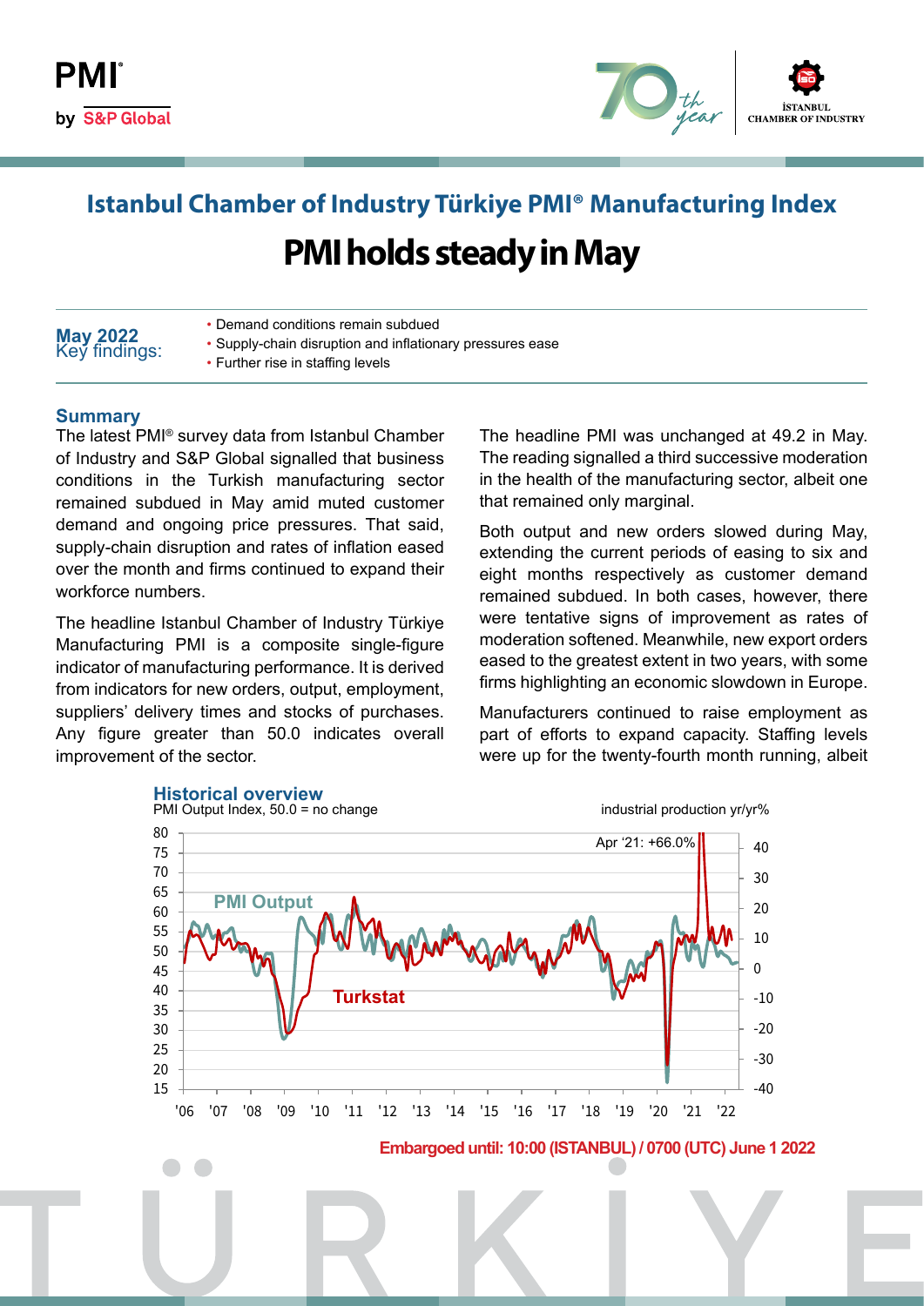PMI® by S&P Global

İSTANBUL CHAMBER OF INDUSTRY

# Istanbul Chamber of Industry Türkiye PMI® Manufacturing Index

## PMI holds steady in May

**May 2022** Key findings:

- Demand conditions remain subdued
- Supply-chain disruption and inflationary pressures ease
- Further rise in staffing levels

### Summary

The latest PMI® survey data from Istanbul Chamber of Industry and S&P Global signalled that business conditions in the Turkish manufacturing sector remained subdued in May amid muted customer demand and ongoing price pressures. That said, supply-chain disruption and rates of inflation eased over the month and firms continued to expand their workforce numbers.

The headline Istanbul Chamber of Industry Türkiye Manufacturing PMI is a composite single-figure indicator of manufacturing performance. It is derived from indicators for new orders, output, employment, suppliers' delivery times and stocks of purchases. Any figure greater than 50.0 indicates overall improvement of the sector.

The headline PMI was unchanged at 49.2 in May. The reading signalled a third successive moderation in the health of the manufacturing sector, albeit one that remained only marginal.

Both output and new orders slowed during May, extending the current periods of easing to six and eight months respectively as customer demand remained subdued. In both cases, however, there were tentative signs of improvement as rates of moderation softened. Meanwhile, new export orders eased to the greatest extent in two years, with some firms highlighting an economic slowdown in Europe.

Manufacturers continued to raise employment as part of efforts to expand capacity. Staffing levels were up for the twenty-fourth month running, albeit

### Historical overview

PMI Output Index, 50.0 = no change; industrial production yr/yr%

Embargoed until: 10:00 (ISTANBUL) / 0700 (UTC) June 1 2022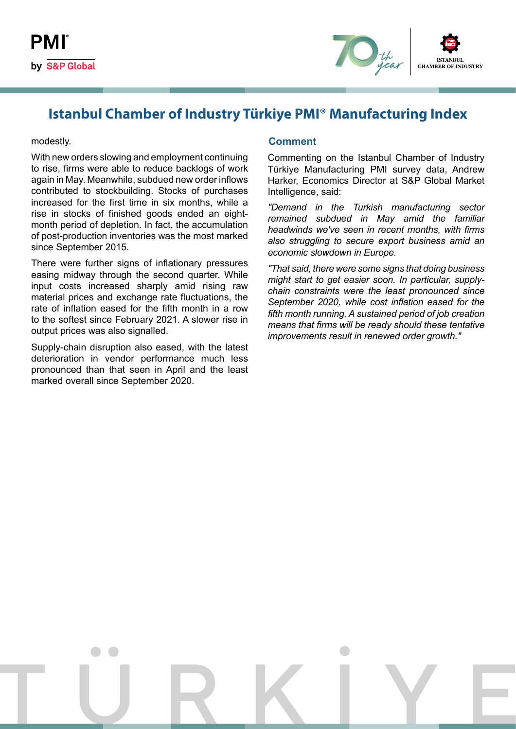# Istanbul Chamber of Industry Türkiye PMI® Manufacturing Index

modestly.

With new orders slowing and employment continuing to rise, firms were able to reduce backlogs of work again in May. Meanwhile, subdued new order inflows contributed to stockbuilding. Stocks of purchases increased for the first time in six months, while a rise in stocks of finished goods ended an eight-month period of depletion. In fact, the accumulation of post-production inventories was the most marked since September 2015.

There were further signs of inflationary pressures easing midway through the second quarter. While input costs increased sharply amid rising raw material prices and exchange rate fluctuations, the rate of inflation eased for the fifth month in a row to the softest since February 2021. A slower rise in output prices was also signalled.

Supply-chain disruption also eased, with the latest deterioration in vendor performance much less pronounced than that seen in April and the least marked overall since September 2020.

## Comment

Commenting on the Istanbul Chamber of Industry Türkiye Manufacturing PMI survey data, Andrew Harker, Economics Director at S&P Global Market Intelligence, said:

*"Demand in the Turkish manufacturing sector remained subdued in May amid the familiar headwinds we've seen in recent months, with firms also struggling to secure export business amid an economic slowdown in Europe.*

*"That said, there were some signs that doing business might start to get easier soon. In particular, supply-chain constraints were the least pronounced since September 2020, while cost inflation eased for the fifth month running. A sustained period of job creation means that firms will be ready should these tentative improvements result in renewed order growth."*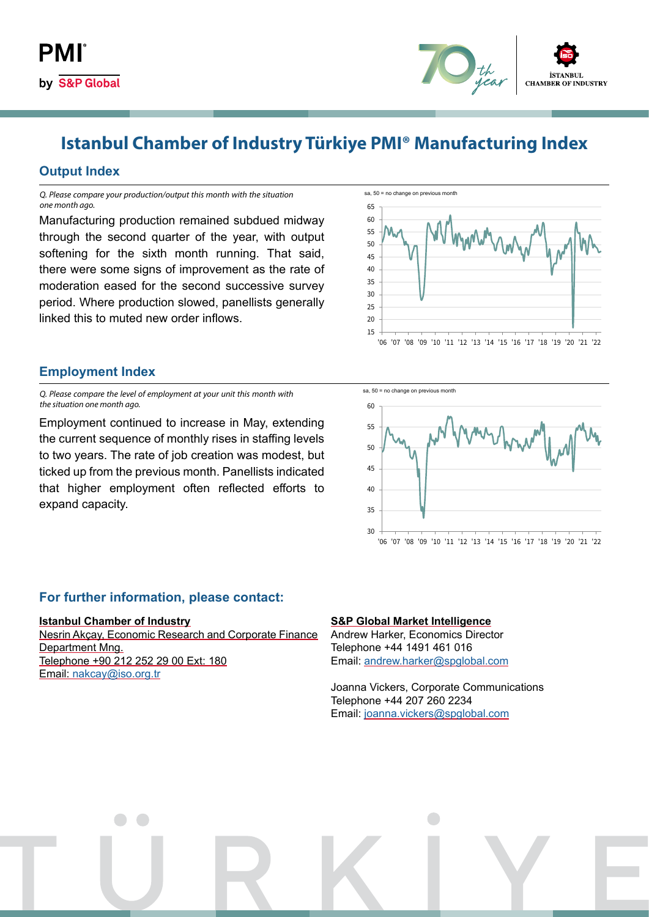# Istanbul Chamber of Industry Türkiye PMI® Manufacturing Index

## Output Index

*Q. Please compare your production/output this month with the situation one month ago.*

Manufacturing production remained subdued midway through the second quarter of the year, with output softening for the sixth month running. That said, there were some signs of improvement as the rate of moderation eased for the second successive survey period. Where production slowed, panellists generally linked this to muted new order inflows.

sa, 50 = no change on previous month

## Employment Index

*Q. Please compare the level of employment at your unit this month with the situation one month ago.*

Employment continued to increase in May, extending the current sequence of monthly rises in staffing levels to two years. The rate of job creation was modest, but ticked up from the previous month. Panellists indicated that higher employment often reflected efforts to expand capacity.

sa, 50 = no change on previous month

## For further information, please contact:

**Istanbul Chamber of Industry**
Nesrin Akçay, Economic Research and Corporate Finance Department Mng.
Telephone +90 212 252 29 00 Ext: 180
Email: nakcay@iso.org.tr

**S&P Global Market Intelligence**
Andrew Harker, Economics Director
Telephone +44 1491 461 016
Email: andrew.harker@spglobal.com

Joanna Vickers, Corporate Communications
Telephone +44 207 260 2234
Email: joanna.vickers@spglobal.com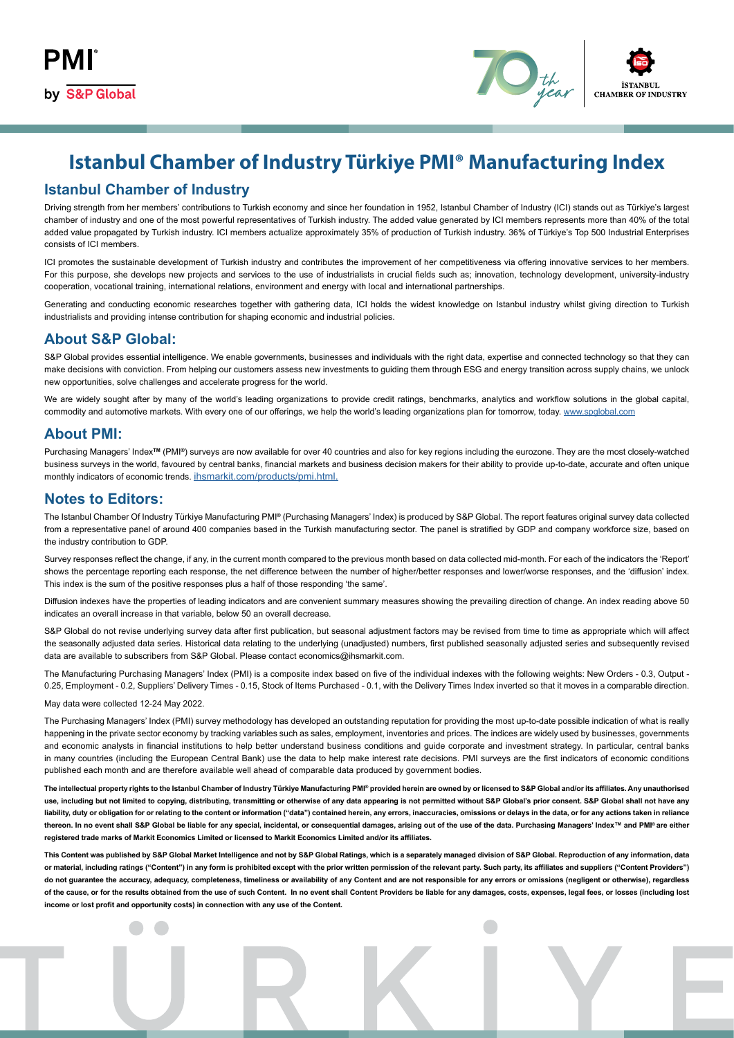# Istanbul Chamber of Industry Türkiye PMI® Manufacturing Index

## Istanbul Chamber of Industry

Driving strength from her members' contributions to Turkish economy and since her foundation in 1952, Istanbul Chamber of Industry (ICI) stands out as Türkiye's largest chamber of industry and one of the most powerful representatives of Turkish industry. The added value generated by ICI members represents more than 40% of the total added value propagated by Turkish industry. ICI members actualize approximately 35% of production of Turkish industry. 36% of Türkiye's Top 500 Industrial Enterprises consists of ICI members.

ICI promotes the sustainable development of Turkish industry and contributes the improvement of her competitiveness via offering innovative services to her members. For this purpose, she develops new projects and services to the use of industrialists in crucial fields such as; innovation, technology development, university-industry cooperation, vocational training, international relations, environment and energy with local and international partnerships.

Generating and conducting economic researches together with gathering data, ICI holds the widest knowledge on Istanbul industry whilst giving direction to Turkish industrialists and providing intense contribution for shaping economic and industrial policies.

## About S&P Global:

S&P Global provides essential intelligence. We enable governments, businesses and individuals with the right data, expertise and connected technology so that they can make decisions with conviction. From helping our customers assess new investments to guiding them through ESG and energy transition across supply chains, we unlock new opportunities, solve challenges and accelerate progress for the world.

We are widely sought after by many of the world's leading organizations to provide credit ratings, benchmarks, analytics and workflow solutions in the global capital, commodity and automotive markets. With every one of our offerings, we help the world's leading organizations plan for tomorrow, today. www.spglobal.com

## About PMI:

Purchasing Managers' Index™ (PMI®) surveys are now available for over 40 countries and also for key regions including the eurozone. They are the most closely-watched business surveys in the world, favoured by central banks, financial markets and business decision makers for their ability to provide up-to-date, accurate and often unique monthly indicators of economic trends. ihsmarkit.com/products/pmi.html.

## Notes to Editors:

The Istanbul Chamber Of Industry Türkiye Manufacturing PMI® (Purchasing Managers' Index) is produced by S&P Global. The report features original survey data collected from a representative panel of around 400 companies based in the Turkish manufacturing sector. The panel is stratified by GDP and company workforce size, based on the industry contribution to GDP.

Survey responses reflect the change, if any, in the current month compared to the previous month based on data collected mid-month. For each of the indicators the 'Report' shows the percentage reporting each response, the net difference between the number of higher/better responses and lower/worse responses, and the 'diffusion' index. This index is the sum of the positive responses plus a half of those responding 'the same'.

Diffusion indexes have the properties of leading indicators and are convenient summary measures showing the prevailing direction of change. An index reading above 50 indicates an overall increase in that variable, below 50 an overall decrease.

S&P Global do not revise underlying survey data after first publication, but seasonal adjustment factors may be revised from time to time as appropriate which will affect the seasonally adjusted data series. Historical data relating to the underlying (unadjusted) numbers, first published seasonally adjusted series and subsequently revised data are available to subscribers from S&P Global. Please contact economics@ihsmarkit.com.

The Manufacturing Purchasing Managers' Index (PMI) is a composite index based on five of the individual indexes with the following weights: New Orders - 0.3, Output - 0.25, Employment - 0.2, Suppliers' Delivery Times - 0.15, Stock of Items Purchased - 0.1, with the Delivery Times Index inverted so that it moves in a comparable direction.

May data were collected 12-24 May 2022.

The Purchasing Managers' Index (PMI) survey methodology has developed an outstanding reputation for providing the most up-to-date possible indication of what is really happening in the private sector economy by tracking variables such as sales, employment, inventories and prices. The indices are widely used by businesses, governments and economic analysts in financial institutions to help better understand business conditions and guide corporate and investment strategy. In particular, central banks in many countries (including the European Central Bank) use the data to help make interest rate decisions. PMI surveys are the first indicators of economic conditions published each month and are therefore available well ahead of comparable data produced by government bodies.

**The intellectual property rights to the Istanbul Chamber of Industry Türkiye Manufacturing PMI® provided herein are owned by or licensed to S&P Global and/or its affiliates. Any unauthorised use, including but not limited to copying, distributing, transmitting or otherwise of any data appearing is not permitted without S&P Global's prior consent. S&P Global shall not have any liability, duty or obligation for or relating to the content or information ("data") contained herein, any errors, inaccuracies, omissions or delays in the data, or for any actions taken in reliance thereon. In no event shall S&P Global be liable for any special, incidental, or consequential damages, arising out of the use of the data. Purchasing Managers' Index™ and PMI® are either registered trade marks of Markit Economics Limited or licensed to Markit Economics Limited and/or its affiliates.**

**This Content was published by S&P Global Market Intelligence and not by S&P Global Ratings, which is a separately managed division of S&P Global. Reproduction of any information, data or material, including ratings ("Content") in any form is prohibited except with the prior written permission of the relevant party. Such party, its affiliates and suppliers ("Content Providers") do not guarantee the accuracy, adequacy, completeness, timeliness or availability of any Content and are not responsible for any errors or omissions (negligent or otherwise), regardless of the cause, or for the results obtained from the use of such Content. In no event shall Content Providers be liable for any damages, costs, expenses, legal fees, or losses (including lost income or lost profit and opportunity costs) in connection with any use of the Content.**